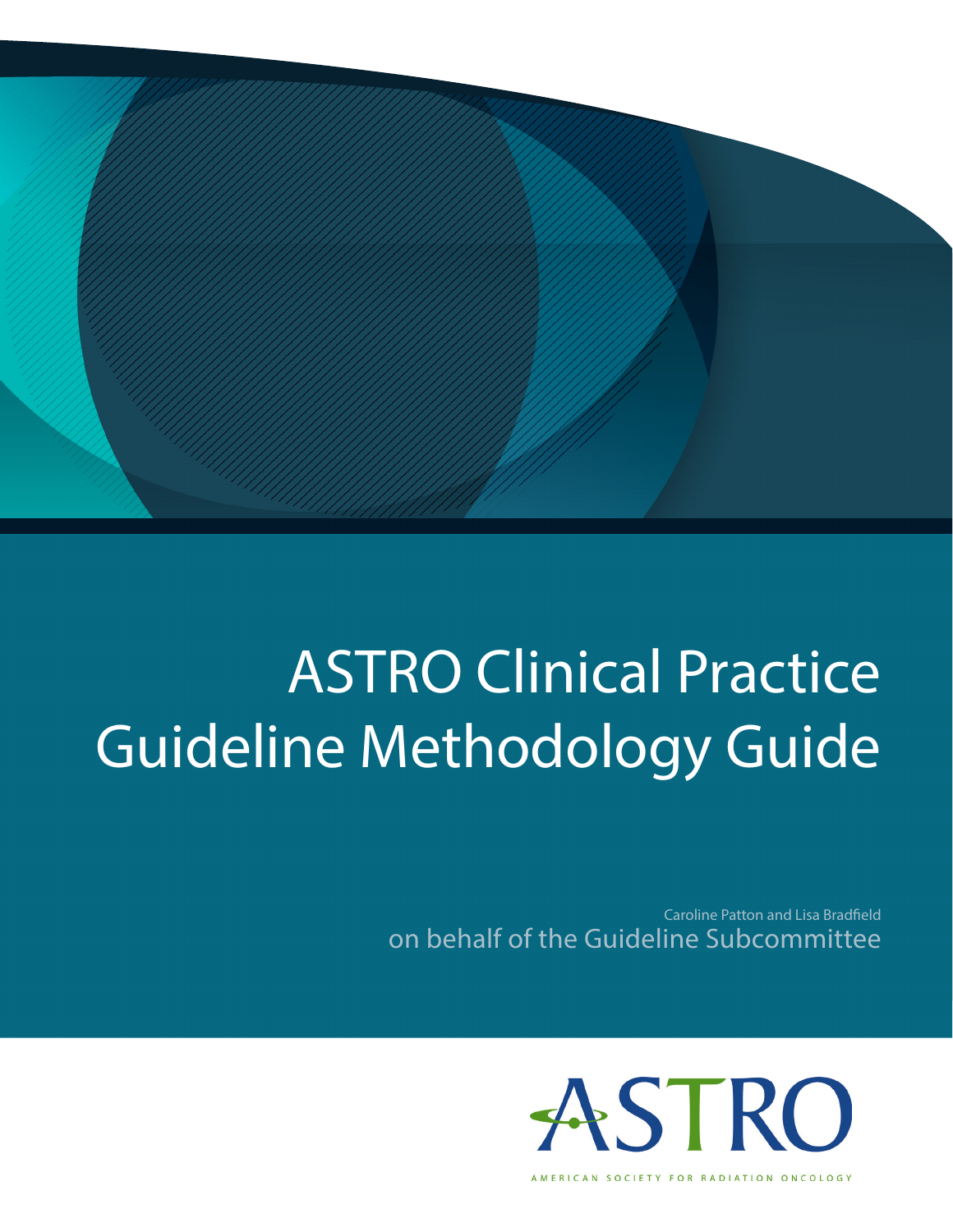# ASTRO Clinical Practice Guideline Methodology Guide

Caroline Patton and Lisa Bradfield

on behalf of the Guideline Subcommittee

ASTRO

AMERICAN SOCIETY FOR RADIATION ONCOLOGY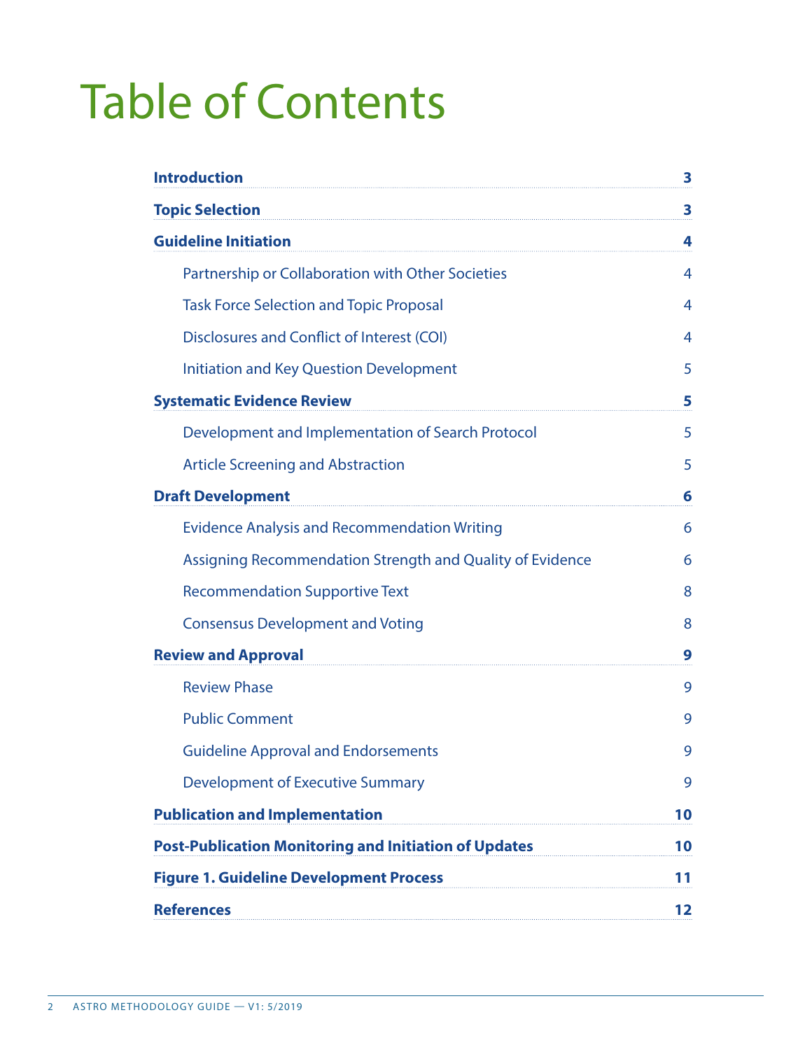# Table of Contents

| | |
|---|---|
| **Introduction** | **3** |
| **Topic Selection** | **3** |
| **Guideline Initiation** | **4** |
| Partnership or Collaboration with Other Societies | 4 |
| Task Force Selection and Topic Proposal | 4 |
| Disclosures and Conflict of Interest (COI) | 4 |
| Initiation and Key Question Development | 5 |
| **Systematic Evidence Review** | **5** |
| Development and Implementation of Search Protocol | 5 |
| Article Screening and Abstraction | 5 |
| **Draft Development** | **6** |
| Evidence Analysis and Recommendation Writing | 6 |
| Assigning Recommendation Strength and Quality of Evidence | 6 |
| Recommendation Supportive Text | 8 |
| Consensus Development and Voting | 8 |
| **Review and Approval** | **9** |
| Review Phase | 9 |
| Public Comment | 9 |
| Guideline Approval and Endorsements | 9 |
| Development of Executive Summary | 9 |
| **Publication and Implementation** | **10** |
| **Post-Publication Monitoring and Initiation of Updates** | **10** |
| **Figure 1. Guideline Development Process** | **11** |
| **References** | **12** |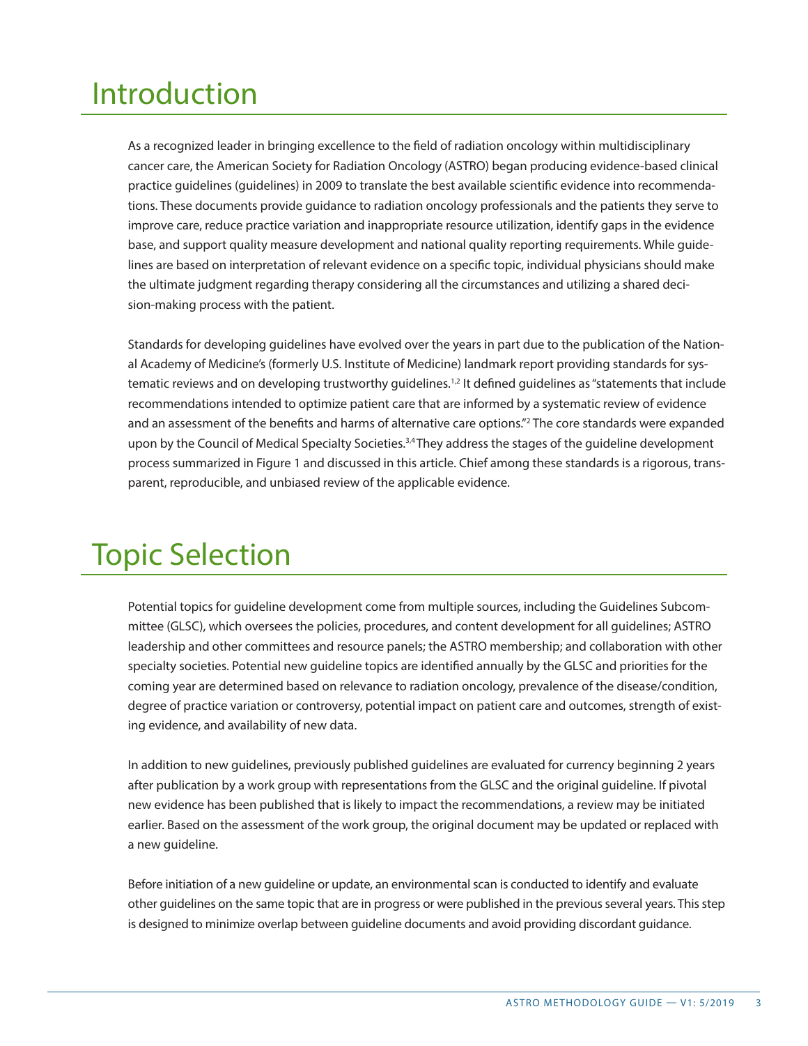# Introduction

As a recognized leader in bringing excellence to the field of radiation oncology within multidisciplinary cancer care, the American Society for Radiation Oncology (ASTRO) began producing evidence-based clinical practice guidelines (guidelines) in 2009 to translate the best available scientific evidence into recommendations. These documents provide guidance to radiation oncology professionals and the patients they serve to improve care, reduce practice variation and inappropriate resource utilization, identify gaps in the evidence base, and support quality measure development and national quality reporting requirements. While guidelines are based on interpretation of relevant evidence on a specific topic, individual physicians should make the ultimate judgment regarding therapy considering all the circumstances and utilizing a shared decision-making process with the patient.

Standards for developing guidelines have evolved over the years in part due to the publication of the National Academy of Medicine's (formerly U.S. Institute of Medicine) landmark report providing standards for systematic reviews and on developing trustworthy guidelines.[1,2] It defined guidelines as "statements that include recommendations intended to optimize patient care that are informed by a systematic review of evidence and an assessment of the benefits and harms of alternative care options."[2] The core standards were expanded upon by the Council of Medical Specialty Societies.[3,4] They address the stages of the guideline development process summarized in Figure 1 and discussed in this article. Chief among these standards is a rigorous, transparent, reproducible, and unbiased review of the applicable evidence.

# Topic Selection

Potential topics for guideline development come from multiple sources, including the Guidelines Subcommittee (GLSC), which oversees the policies, procedures, and content development for all guidelines; ASTRO leadership and other committees and resource panels; the ASTRO membership; and collaboration with other specialty societies. Potential new guideline topics are identified annually by the GLSC and priorities for the coming year are determined based on relevance to radiation oncology, prevalence of the disease/condition, degree of practice variation or controversy, potential impact on patient care and outcomes, strength of existing evidence, and availability of new data.

In addition to new guidelines, previously published guidelines are evaluated for currency beginning 2 years after publication by a work group with representations from the GLSC and the original guideline. If pivotal new evidence has been published that is likely to impact the recommendations, a review may be initiated earlier. Based on the assessment of the work group, the original document may be updated or replaced with a new guideline.

Before initiation of a new guideline or update, an environmental scan is conducted to identify and evaluate other guidelines on the same topic that are in progress or were published in the previous several years. This step is designed to minimize overlap between guideline documents and avoid providing discordant guidance.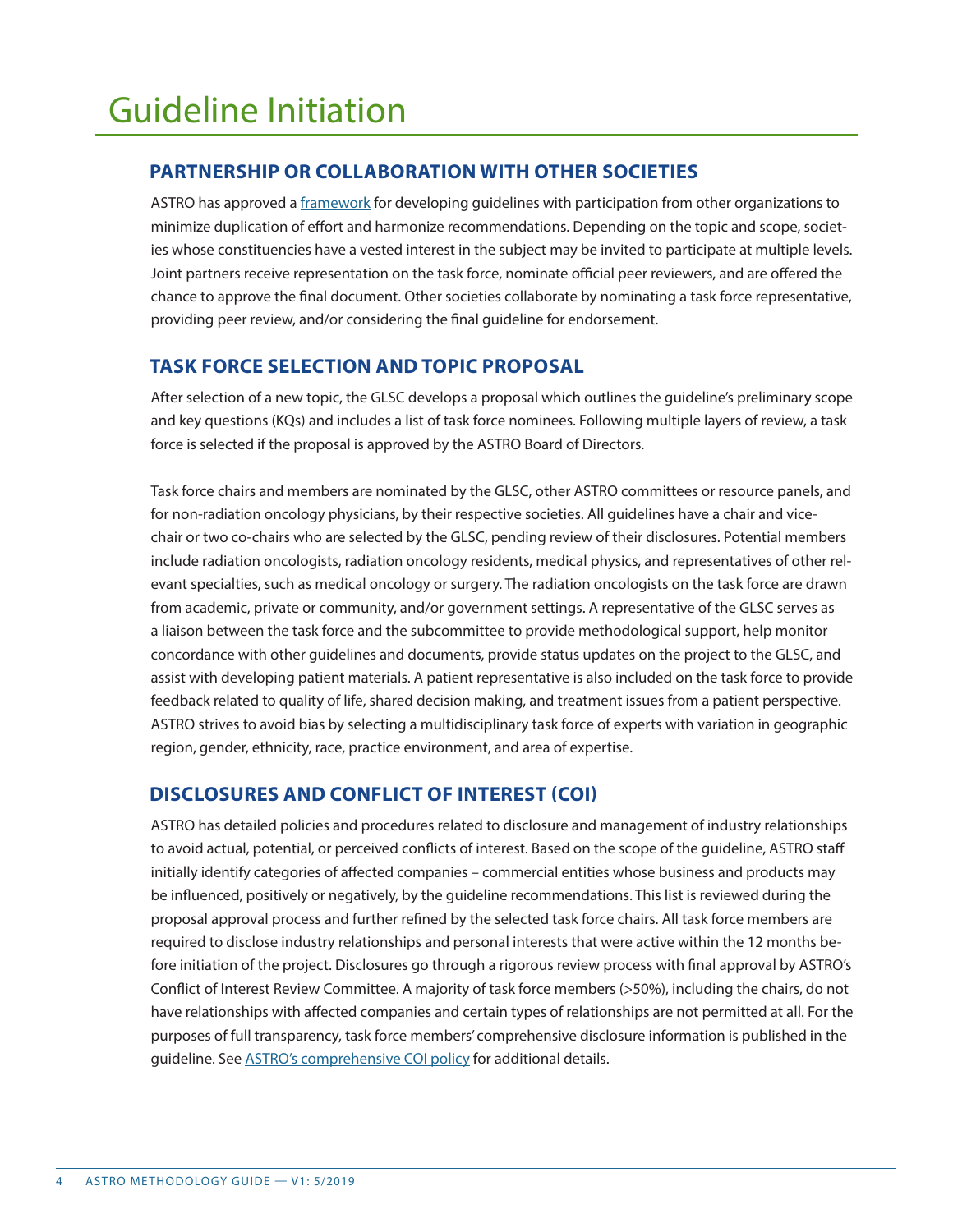# Guideline Initiation

## PARTNERSHIP OR COLLABORATION WITH OTHER SOCIETIES

ASTRO has approved a [framework](framework) for developing guidelines with participation from other organizations to minimize duplication of effort and harmonize recommendations. Depending on the topic and scope, societies whose constituencies have a vested interest in the subject may be invited to participate at multiple levels. Joint partners receive representation on the task force, nominate official peer reviewers, and are offered the chance to approve the final document. Other societies collaborate by nominating a task force representative, providing peer review, and/or considering the final guideline for endorsement.

## TASK FORCE SELECTION AND TOPIC PROPOSAL

After selection of a new topic, the GLSC develops a proposal which outlines the guideline's preliminary scope and key questions (KQs) and includes a list of task force nominees. Following multiple layers of review, a task force is selected if the proposal is approved by the ASTRO Board of Directors.

Task force chairs and members are nominated by the GLSC, other ASTRO committees or resource panels, and for non-radiation oncology physicians, by their respective societies. All guidelines have a chair and vice-chair or two co-chairs who are selected by the GLSC, pending review of their disclosures. Potential members include radiation oncologists, radiation oncology residents, medical physics, and representatives of other relevant specialties, such as medical oncology or surgery. The radiation oncologists on the task force are drawn from academic, private or community, and/or government settings. A representative of the GLSC serves as a liaison between the task force and the subcommittee to provide methodological support, help monitor concordance with other guidelines and documents, provide status updates on the project to the GLSC, and assist with developing patient materials. A patient representative is also included on the task force to provide feedback related to quality of life, shared decision making, and treatment issues from a patient perspective. ASTRO strives to avoid bias by selecting a multidisciplinary task force of experts with variation in geographic region, gender, ethnicity, race, practice environment, and area of expertise.

## DISCLOSURES AND CONFLICT OF INTEREST (COI)

ASTRO has detailed policies and procedures related to disclosure and management of industry relationships to avoid actual, potential, or perceived conflicts of interest. Based on the scope of the guideline, ASTRO staff initially identify categories of affected companies – commercial entities whose business and products may be influenced, positively or negatively, by the guideline recommendations. This list is reviewed during the proposal approval process and further refined by the selected task force chairs. All task force members are required to disclose industry relationships and personal interests that were active within the 12 months before initiation of the project. Disclosures go through a rigorous review process with final approval by ASTRO's Conflict of Interest Review Committee. A majority of task force members (>50%), including the chairs, do not have relationships with affected companies and certain types of relationships are not permitted at all. For the purposes of full transparency, task force members' comprehensive disclosure information is published in the guideline. See [ASTRO's comprehensive COI policy](ASTRO's comprehensive COI policy) for additional details.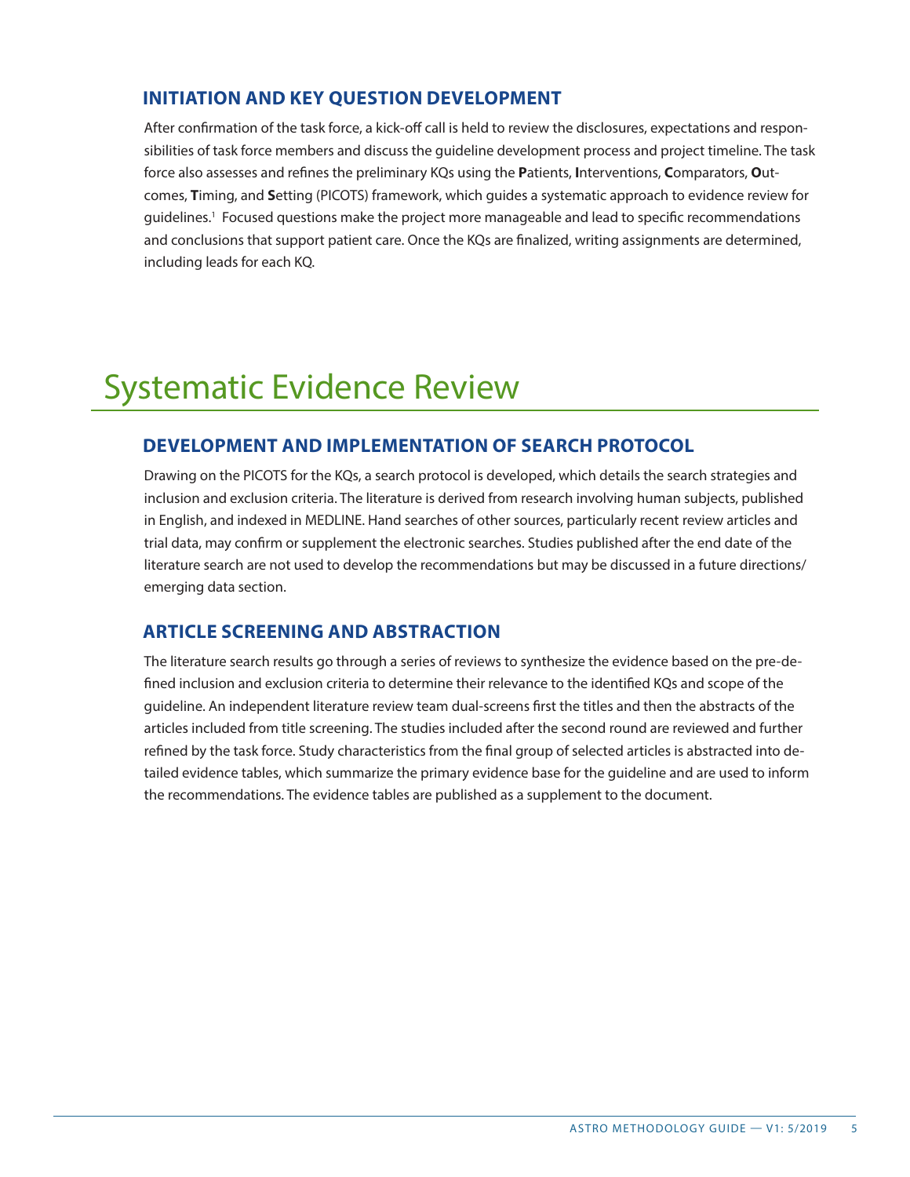## INITIATION AND KEY QUESTION DEVELOPMENT

After confirmation of the task force, a kick-off call is held to review the disclosures, expectations and responsibilities of task force members and discuss the guideline development process and project timeline. The task force also assesses and refines the preliminary KQs using the **P**atients, **I**nterventions, **C**omparators, **O**utcomes, **T**iming, and **S**etting (PICOTS) framework, which guides a systematic approach to evidence review for guidelines.[1] Focused questions make the project more manageable and lead to specific recommendations and conclusions that support patient care. Once the KQs are finalized, writing assignments are determined, including leads for each KQ.

# Systematic Evidence Review

## DEVELOPMENT AND IMPLEMENTATION OF SEARCH PROTOCOL

Drawing on the PICOTS for the KQs, a search protocol is developed, which details the search strategies and inclusion and exclusion criteria. The literature is derived from research involving human subjects, published in English, and indexed in MEDLINE. Hand searches of other sources, particularly recent review articles and trial data, may confirm or supplement the electronic searches. Studies published after the end date of the literature search are not used to develop the recommendations but may be discussed in a future directions/emerging data section.

## ARTICLE SCREENING AND ABSTRACTION

The literature search results go through a series of reviews to synthesize the evidence based on the pre-defined inclusion and exclusion criteria to determine their relevance to the identified KQs and scope of the guideline. An independent literature review team dual-screens first the titles and then the abstracts of the articles included from title screening. The studies included after the second round are reviewed and further refined by the task force. Study characteristics from the final group of selected articles is abstracted into detailed evidence tables, which summarize the primary evidence base for the guideline and are used to inform the recommendations. The evidence tables are published as a supplement to the document.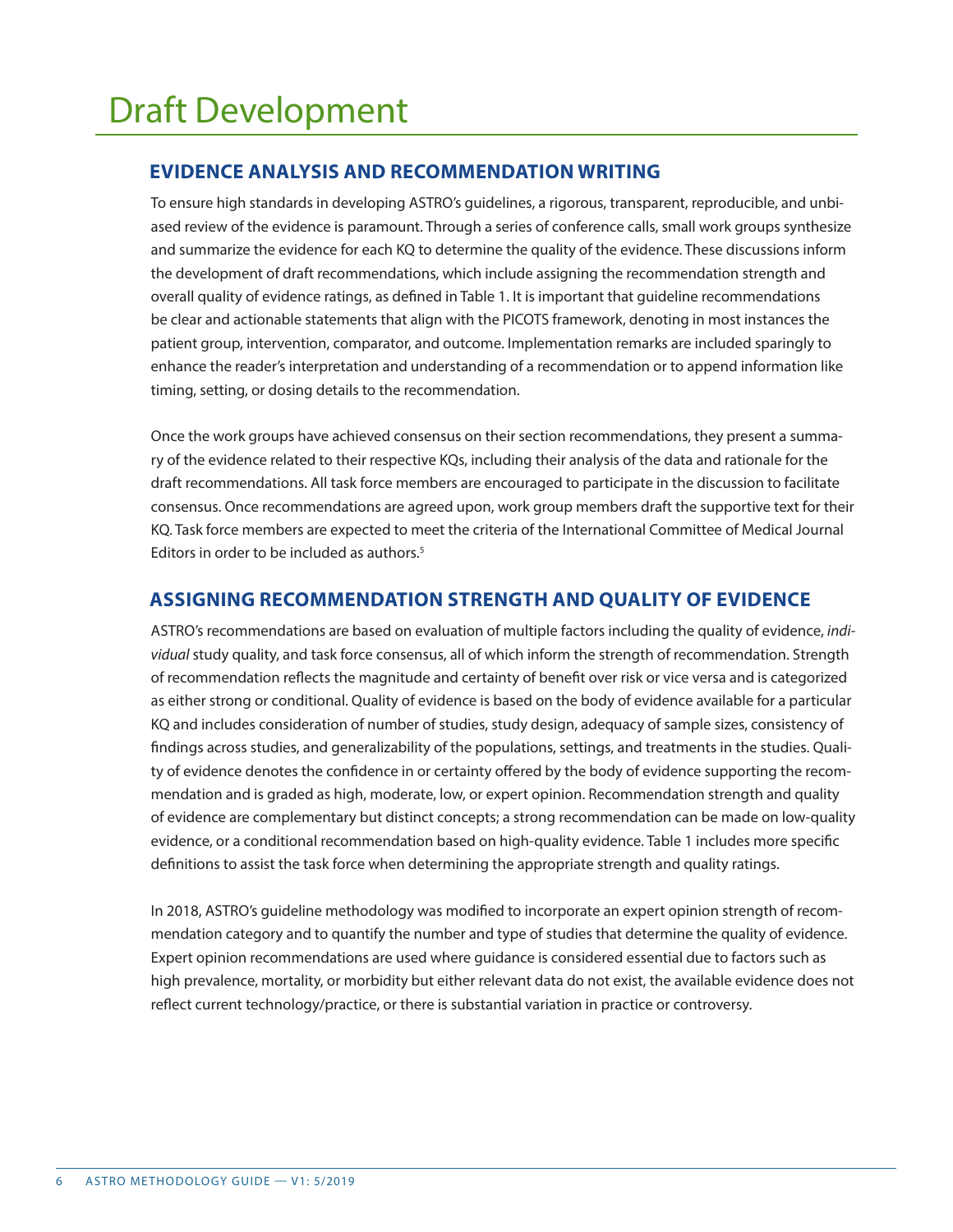# Draft Development

## EVIDENCE ANALYSIS AND RECOMMENDATION WRITING

To ensure high standards in developing ASTRO's guidelines, a rigorous, transparent, reproducible, and unbiased review of the evidence is paramount. Through a series of conference calls, small work groups synthesize and summarize the evidence for each KQ to determine the quality of the evidence. These discussions inform the development of draft recommendations, which include assigning the recommendation strength and overall quality of evidence ratings, as defined in Table 1. It is important that guideline recommendations be clear and actionable statements that align with the PICOTS framework, denoting in most instances the patient group, intervention, comparator, and outcome. Implementation remarks are included sparingly to enhance the reader's interpretation and understanding of a recommendation or to append information like timing, setting, or dosing details to the recommendation.

Once the work groups have achieved consensus on their section recommendations, they present a summary of the evidence related to their respective KQs, including their analysis of the data and rationale for the draft recommendations. All task force members are encouraged to participate in the discussion to facilitate consensus. Once recommendations are agreed upon, work group members draft the supportive text for their KQ. Task force members are expected to meet the criteria of the International Committee of Medical Journal Editors in order to be included as authors.[5]

## ASSIGNING RECOMMENDATION STRENGTH AND QUALITY OF EVIDENCE

ASTRO's recommendations are based on evaluation of multiple factors including the quality of evidence, *individual* study quality, and task force consensus, all of which inform the strength of recommendation. Strength of recommendation reflects the magnitude and certainty of benefit over risk or vice versa and is categorized as either strong or conditional. Quality of evidence is based on the body of evidence available for a particular KQ and includes consideration of number of studies, study design, adequacy of sample sizes, consistency of findings across studies, and generalizability of the populations, settings, and treatments in the studies. Quality of evidence denotes the confidence in or certainty offered by the body of evidence supporting the recommendation and is graded as high, moderate, low, or expert opinion. Recommendation strength and quality of evidence are complementary but distinct concepts; a strong recommendation can be made on low-quality evidence, or a conditional recommendation based on high-quality evidence. Table 1 includes more specific definitions to assist the task force when determining the appropriate strength and quality ratings.

In 2018, ASTRO's guideline methodology was modified to incorporate an expert opinion strength of recommendation category and to quantify the number and type of studies that determine the quality of evidence. Expert opinion recommendations are used where guidance is considered essential due to factors such as high prevalence, mortality, or morbidity but either relevant data do not exist, the available evidence does not reflect current technology/practice, or there is substantial variation in practice or controversy.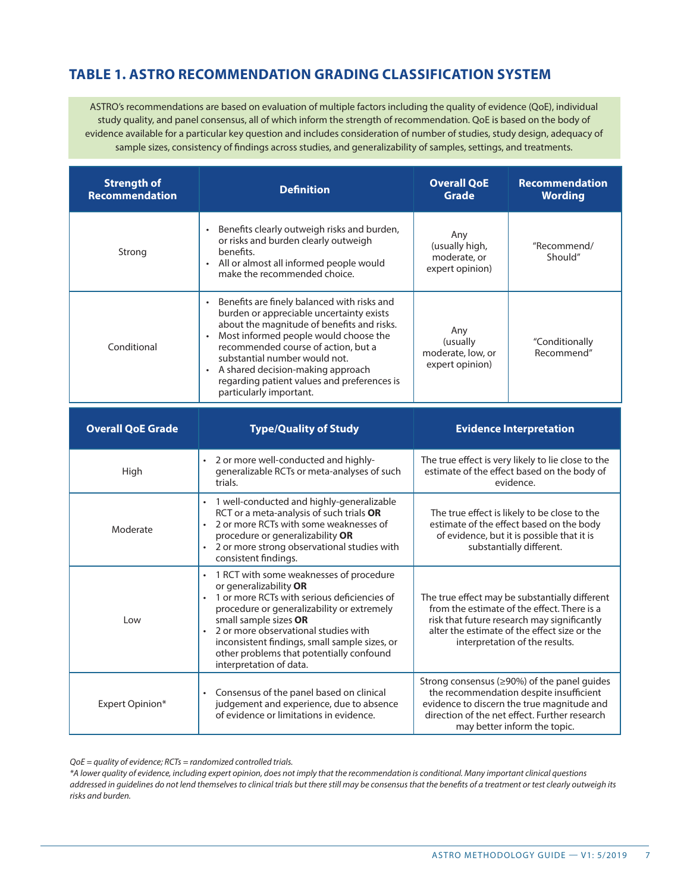## TABLE 1. ASTRO RECOMMENDATION GRADING CLASSIFICATION SYSTEM

ASTRO's recommendations are based on evaluation of multiple factors including the quality of evidence (QoE), individual study quality, and panel consensus, all of which inform the strength of recommendation. QoE is based on the body of evidence available for a particular key question and includes consideration of number of studies, study design, adequacy of sample sizes, consistency of findings across studies, and generalizability of samples, settings, and treatments.

| Strength of Recommendation | Definition | Overall QoE Grade | Recommendation Wording |
|---|---|---|---|
| Strong | • Benefits clearly outweigh risks and burden, or risks and burden clearly outweigh benefits.<br>• All or almost all informed people would make the recommended choice. | Any (usually high, moderate, or expert opinion) | "Recommend/ Should" |
| Conditional | • Benefits are finely balanced with risks and burden or appreciable uncertainty exists about the magnitude of benefits and risks.<br>• Most informed people would choose the recommended course of action, but a substantial number would not.<br>• A shared decision-making approach regarding patient values and preferences is particularly important. | Any (usually moderate, low, or expert opinion) | "Conditionally Recommend" |

| Overall QoE Grade | Type/Quality of Study | Evidence Interpretation |
|---|---|---|
| High | • 2 or more well-conducted and highly-generalizable RCTs or meta-analyses of such trials. | The true effect is very likely to lie close to the estimate of the effect based on the body of evidence. |
| Moderate | • 1 well-conducted and highly-generalizable RCT or a meta-analysis of such trials **OR**<br>• 2 or more RCTs with some weaknesses of procedure or generalizability **OR**<br>• 2 or more strong observational studies with consistent findings. | The true effect is likely to be close to the estimate of the effect based on the body of evidence, but it is possible that it is substantially different. |
| Low | • 1 RCT with some weaknesses of procedure or generalizability **OR**<br>• 1 or more RCTs with serious deficiencies of procedure or generalizability or extremely small sample sizes **OR**<br>• 2 or more observational studies with inconsistent findings, small sample sizes, or other problems that potentially confound interpretation of data. | The true effect may be substantially different from the estimate of the effect. There is a risk that future research may significantly alter the estimate of the effect size or the interpretation of the results. |
| Expert Opinion* | • Consensus of the panel based on clinical judgement and experience, due to absence of evidence or limitations in evidence. | Strong consensus (≥90%) of the panel guides the recommendation despite insufficient evidence to discern the true magnitude and direction of the net effect. Further research may better inform the topic. |

*QoE = quality of evidence; RCTs = randomized controlled trials.*

*\*A lower quality of evidence, including expert opinion, does not imply that the recommendation is conditional. Many important clinical questions addressed in guidelines do not lend themselves to clinical trials but there still may be consensus that the benefits of a treatment or test clearly outweigh its risks and burden.*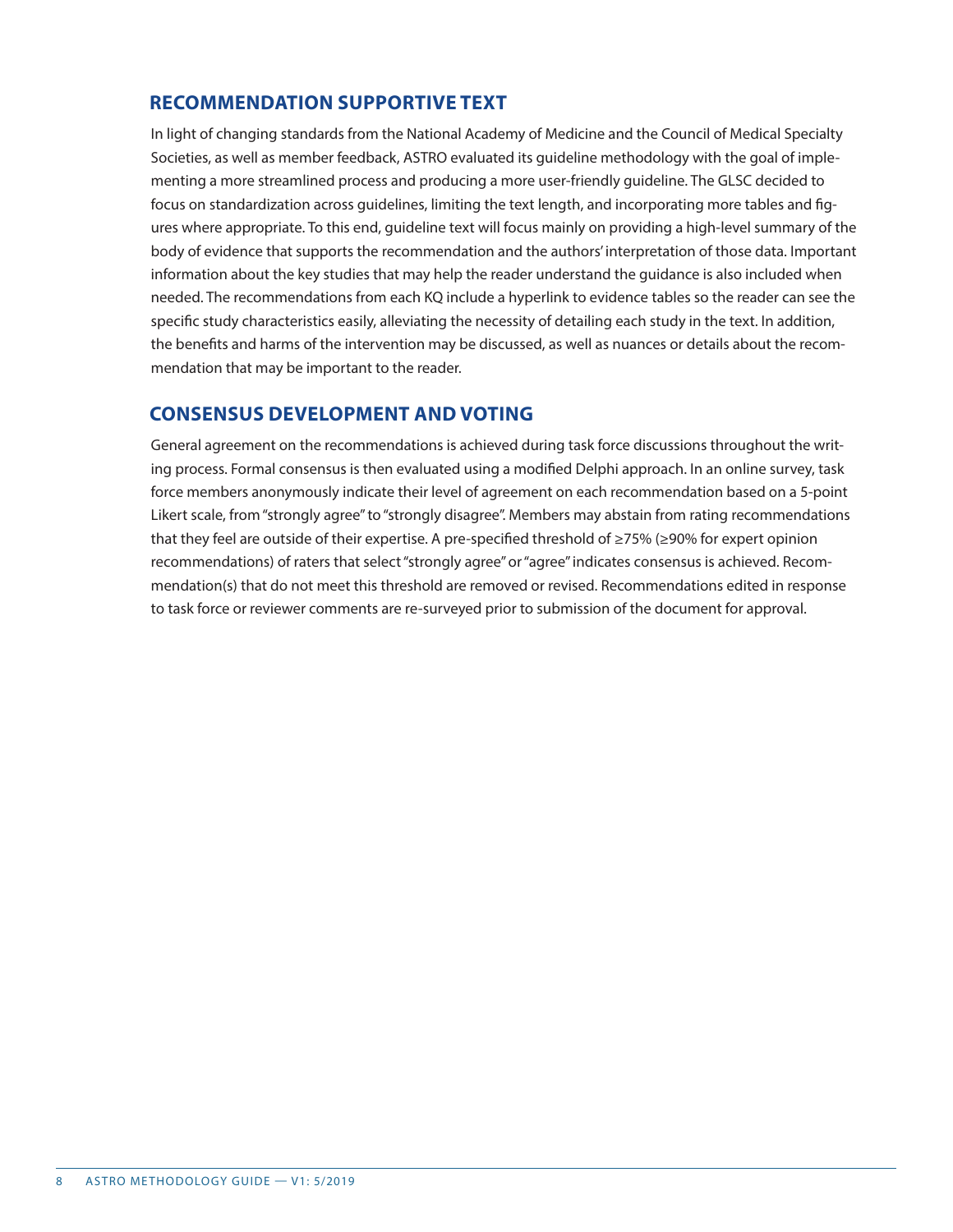## RECOMMENDATION SUPPORTIVE TEXT

In light of changing standards from the National Academy of Medicine and the Council of Medical Specialty Societies, as well as member feedback, ASTRO evaluated its guideline methodology with the goal of implementing a more streamlined process and producing a more user-friendly guideline. The GLSC decided to focus on standardization across guidelines, limiting the text length, and incorporating more tables and figures where appropriate. To this end, guideline text will focus mainly on providing a high-level summary of the body of evidence that supports the recommendation and the authors' interpretation of those data. Important information about the key studies that may help the reader understand the guidance is also included when needed. The recommendations from each KQ include a hyperlink to evidence tables so the reader can see the specific study characteristics easily, alleviating the necessity of detailing each study in the text. In addition, the benefits and harms of the intervention may be discussed, as well as nuances or details about the recommendation that may be important to the reader.

## CONSENSUS DEVELOPMENT AND VOTING

General agreement on the recommendations is achieved during task force discussions throughout the writing process. Formal consensus is then evaluated using a modified Delphi approach. In an online survey, task force members anonymously indicate their level of agreement on each recommendation based on a 5-point Likert scale, from "strongly agree" to "strongly disagree". Members may abstain from rating recommendations that they feel are outside of their expertise. A pre-specified threshold of ≥75% (≥90% for expert opinion recommendations) of raters that select "strongly agree" or "agree" indicates consensus is achieved. Recommendation(s) that do not meet this threshold are removed or revised. Recommendations edited in response to task force or reviewer comments are re-surveyed prior to submission of the document for approval.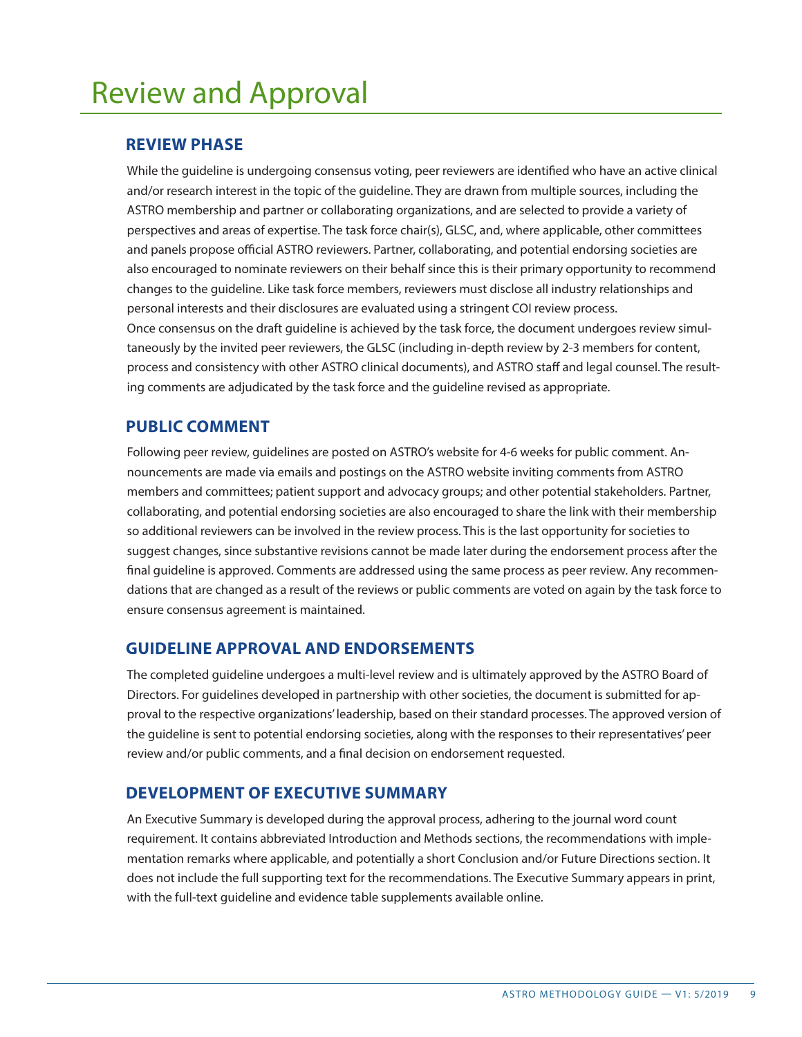# Review and Approval

## REVIEW PHASE

While the guideline is undergoing consensus voting, peer reviewers are identified who have an active clinical and/or research interest in the topic of the guideline. They are drawn from multiple sources, including the ASTRO membership and partner or collaborating organizations, and are selected to provide a variety of perspectives and areas of expertise. The task force chair(s), GLSC, and, where applicable, other committees and panels propose official ASTRO reviewers. Partner, collaborating, and potential endorsing societies are also encouraged to nominate reviewers on their behalf since this is their primary opportunity to recommend changes to the guideline. Like task force members, reviewers must disclose all industry relationships and personal interests and their disclosures are evaluated using a stringent COI review process.

Once consensus on the draft guideline is achieved by the task force, the document undergoes review simultaneously by the invited peer reviewers, the GLSC (including in-depth review by 2-3 members for content, process and consistency with other ASTRO clinical documents), and ASTRO staff and legal counsel. The resulting comments are adjudicated by the task force and the guideline revised as appropriate.

## PUBLIC COMMENT

Following peer review, guidelines are posted on ASTRO's website for 4-6 weeks for public comment. Announcements are made via emails and postings on the ASTRO website inviting comments from ASTRO members and committees; patient support and advocacy groups; and other potential stakeholders. Partner, collaborating, and potential endorsing societies are also encouraged to share the link with their membership so additional reviewers can be involved in the review process. This is the last opportunity for societies to suggest changes, since substantive revisions cannot be made later during the endorsement process after the final guideline is approved. Comments are addressed using the same process as peer review. Any recommendations that are changed as a result of the reviews or public comments are voted on again by the task force to ensure consensus agreement is maintained.

## GUIDELINE APPROVAL AND ENDORSEMENTS

The completed guideline undergoes a multi-level review and is ultimately approved by the ASTRO Board of Directors. For guidelines developed in partnership with other societies, the document is submitted for approval to the respective organizations' leadership, based on their standard processes. The approved version of the guideline is sent to potential endorsing societies, along with the responses to their representatives' peer review and/or public comments, and a final decision on endorsement requested.

## DEVELOPMENT OF EXECUTIVE SUMMARY

An Executive Summary is developed during the approval process, adhering to the journal word count requirement. It contains abbreviated Introduction and Methods sections, the recommendations with implementation remarks where applicable, and potentially a short Conclusion and/or Future Directions section. It does not include the full supporting text for the recommendations. The Executive Summary appears in print, with the full-text guideline and evidence table supplements available online.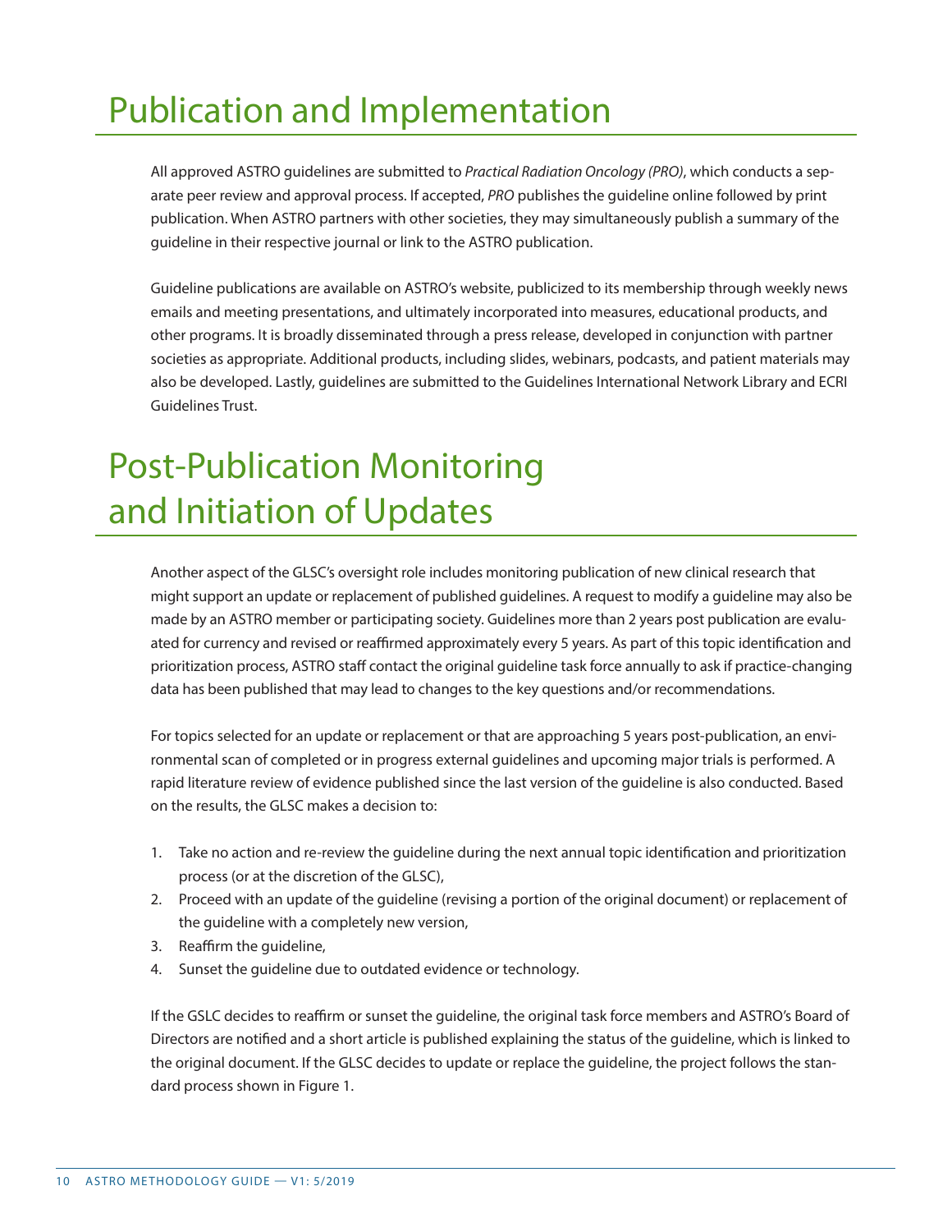# Publication and Implementation

All approved ASTRO guidelines are submitted to *Practical Radiation Oncology (PRO)*, which conducts a separate peer review and approval process. If accepted, *PRO* publishes the guideline online followed by print publication. When ASTRO partners with other societies, they may simultaneously publish a summary of the guideline in their respective journal or link to the ASTRO publication.

Guideline publications are available on ASTRO's website, publicized to its membership through weekly news emails and meeting presentations, and ultimately incorporated into measures, educational products, and other programs. It is broadly disseminated through a press release, developed in conjunction with partner societies as appropriate. Additional products, including slides, webinars, podcasts, and patient materials may also be developed. Lastly, guidelines are submitted to the Guidelines International Network Library and ECRI Guidelines Trust.

# Post-Publication Monitoring and Initiation of Updates

Another aspect of the GLSC's oversight role includes monitoring publication of new clinical research that might support an update or replacement of published guidelines. A request to modify a guideline may also be made by an ASTRO member or participating society. Guidelines more than 2 years post publication are evaluated for currency and revised or reaffirmed approximately every 5 years. As part of this topic identification and prioritization process, ASTRO staff contact the original guideline task force annually to ask if practice-changing data has been published that may lead to changes to the key questions and/or recommendations.

For topics selected for an update or replacement or that are approaching 5 years post-publication, an environmental scan of completed or in progress external guidelines and upcoming major trials is performed. A rapid literature review of evidence published since the last version of the guideline is also conducted. Based on the results, the GLSC makes a decision to:

1. Take no action and re-review the guideline during the next annual topic identification and prioritization process (or at the discretion of the GLSC),
2. Proceed with an update of the guideline (revising a portion of the original document) or replacement of the guideline with a completely new version,
3. Reaffirm the guideline,
4. Sunset the guideline due to outdated evidence or technology.

If the GSLC decides to reaffirm or sunset the guideline, the original task force members and ASTRO's Board of Directors are notified and a short article is published explaining the status of the guideline, which is linked to the original document. If the GLSC decides to update or replace the guideline, the project follows the standard process shown in Figure 1.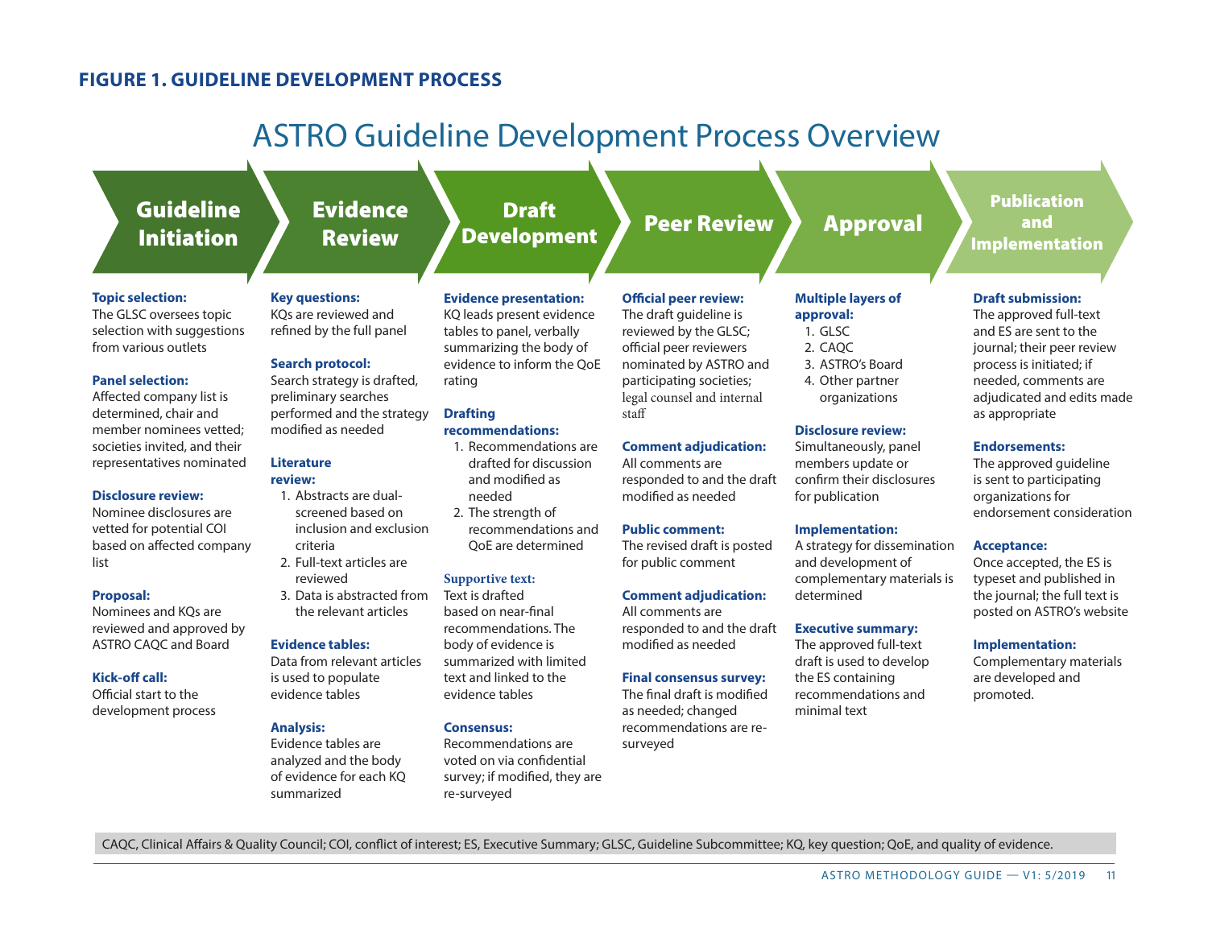**FIGURE 1. GUIDELINE DEVELOPMENT PROCESS**

# ASTRO Guideline Development Process Overview

## Guideline Initiation

**Topic selection:**
The GLSC oversees topic selection with suggestions from various outlets

**Panel selection:**
Affected company list is determined, chair and member nominees vetted; societies invited, and their representatives nominated

**Disclosure review:**
Nominee disclosures are vetted for potential COI based on affected company list

**Proposal:**
Nominees and KQs are reviewed and approved by ASTRO CAQC and Board

**Kick-off call:**
Official start to the development process

## Evidence Review

**Key questions:**
KQs are reviewed and refined by the full panel

**Search protocol:**
Search strategy is drafted, preliminary searches performed and the strategy modified as needed

**Literature review:**

1. Abstracts are dual-screened based on inclusion and exclusion criteria
2. Full-text articles are reviewed
3. Data is abstracted from the relevant articles

**Evidence tables:**
Data from relevant articles is used to populate evidence tables

**Analysis:**
Evidence tables are analyzed and the body of evidence for each KQ summarized

## Draft Development

**Evidence presentation:**
KQ leads present evidence tables to panel, verbally summarizing the body of evidence to inform the QoE rating

**Drafting recommendations:**

1. Recommendations are drafted for discussion and modified as needed
2. The strength of recommendations and QoE are determined

**Supportive text:**
Text is drafted based on near-final recommendations. The body of evidence is summarized with limited text and linked to the evidence tables

**Consensus:**
Recommendations are voted on via confidential survey; if modified, they are re-surveyed

## Peer Review

**Official peer review:**
The draft guideline is reviewed by the GLSC; official peer reviewers nominated by ASTRO and participating societies; legal counsel and internal staff

**Comment adjudication:**
All comments are responded to and the draft modified as needed

**Public comment:**
The revised draft is posted for public comment

**Comment adjudication:**
All comments are responded to and the draft modified as needed

**Final consensus survey:**
The final draft is modified as needed; changed recommendations are re-surveyed

## Approval

**Multiple layers of approval:**

1. GLSC
2. CAQC
3. ASTRO's Board
4. Other partner organizations

**Disclosure review:**
Simultaneously, panel members update or confirm their disclosures for publication

**Implementation:**
A strategy for dissemination and development of complementary materials is determined

**Executive summary:**
The approved full-text draft is used to develop the ES containing recommendations and minimal text

## Publication and Implementation

**Draft submission:**
The approved full-text and ES are sent to the journal; their peer review process is initiated; if needed, comments are adjudicated and edits made as appropriate

**Endorsements:**
The approved guideline is sent to participating organizations for endorsement consideration

**Acceptance:**
Once accepted, the ES is typeset and published in the journal; the full text is posted on ASTRO's website

**Implementation:**
Complementary materials are developed and promoted.

CAQC, Clinical Affairs & Quality Council; COI, conflict of interest; ES, Executive Summary; GLSC, Guideline Subcommittee; KQ, key question; QoE, and quality of evidence.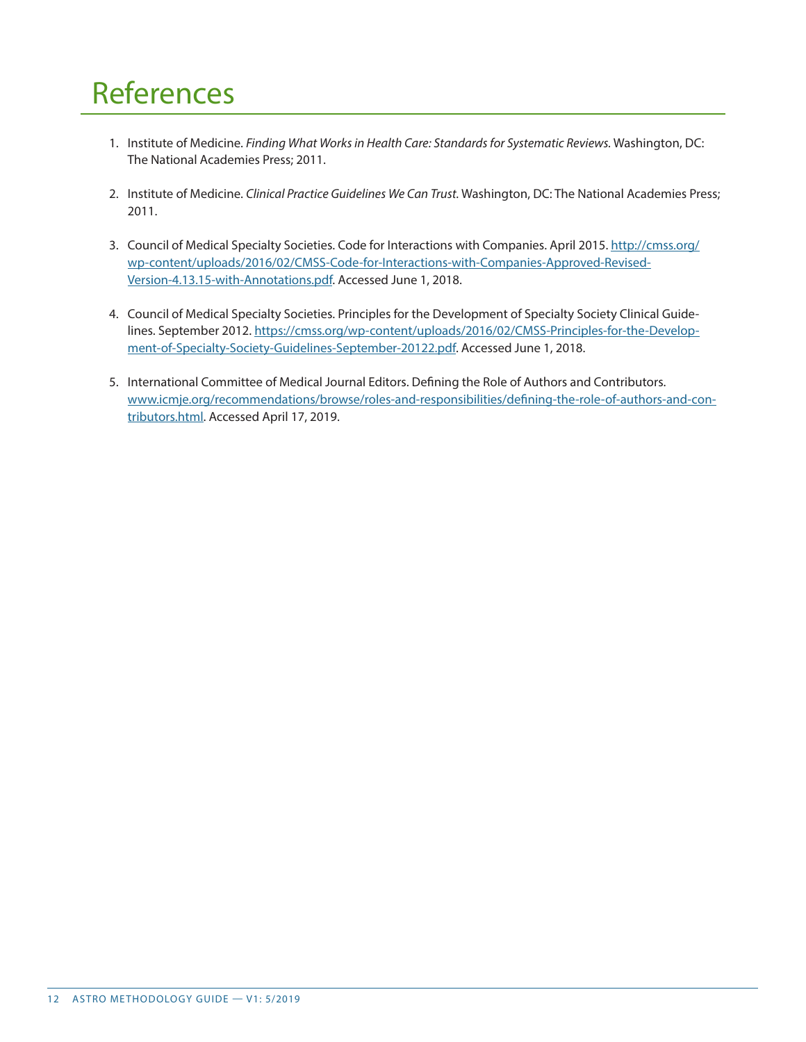# References

1. Institute of Medicine. *Finding What Works in Health Care: Standards for Systematic Reviews.* Washington, DC: The National Academies Press; 2011.

2. Institute of Medicine. *Clinical Practice Guidelines We Can Trust.* Washington, DC: The National Academies Press; 2011.

3. Council of Medical Specialty Societies. Code for Interactions with Companies. April 2015. http://cmss.org/wp-content/uploads/2016/02/CMSS-Code-for-Interactions-with-Companies-Approved-Revised-Version-4.13.15-with-Annotations.pdf. Accessed June 1, 2018.

4. Council of Medical Specialty Societies. Principles for the Development of Specialty Society Clinical Guidelines. September 2012. https://cmss.org/wp-content/uploads/2016/02/CMSS-Principles-for-the-Development-of-Specialty-Society-Guidelines-September-20122.pdf. Accessed June 1, 2018.

5. International Committee of Medical Journal Editors. Defining the Role of Authors and Contributors. www.icmje.org/recommendations/browse/roles-and-responsibilities/defining-the-role-of-authors-and-contributors.html. Accessed April 17, 2019.